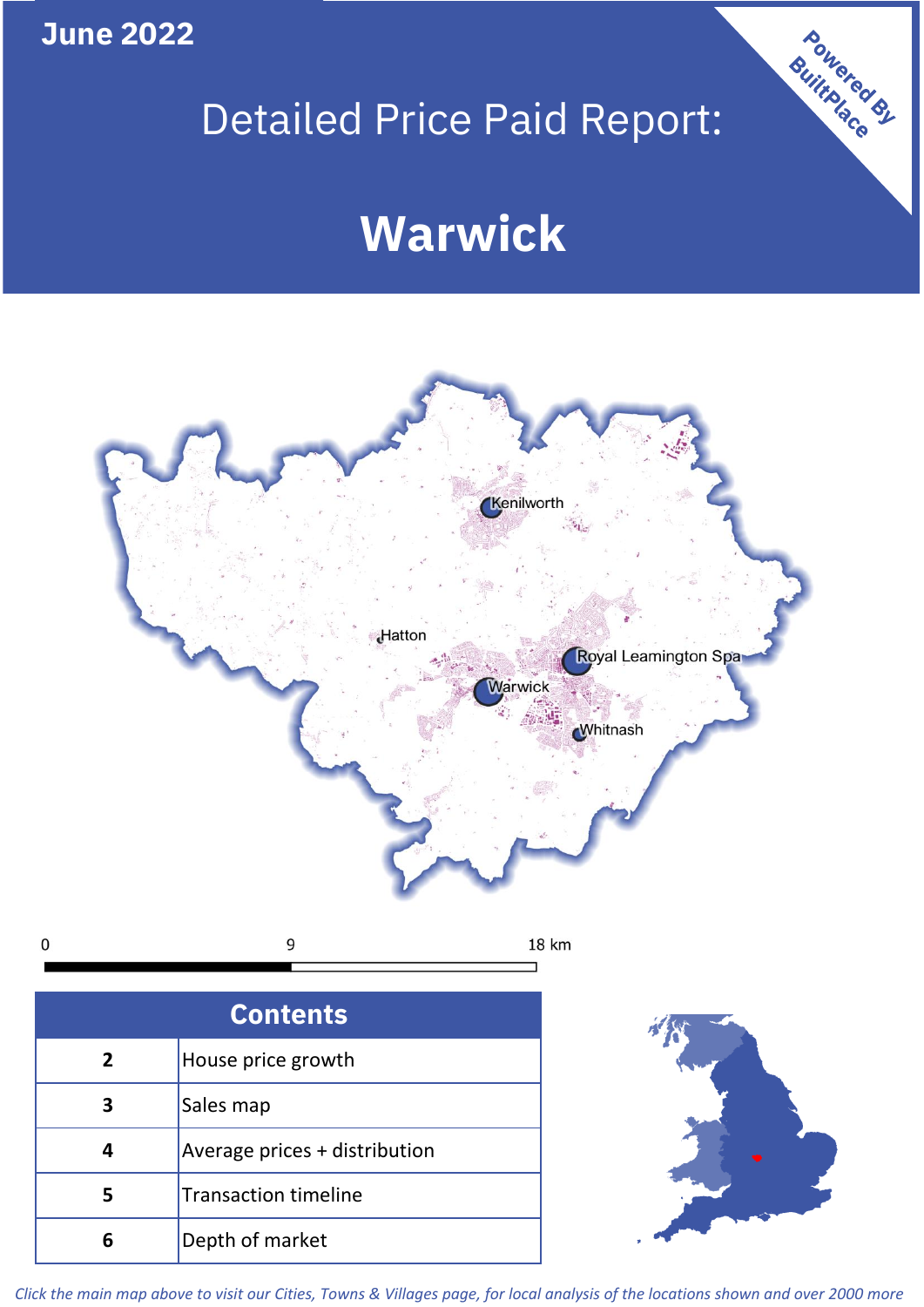**June 2022**

Powered By BuiltPlace

# Detailed Price Paid Report:

# Warwick

Kenilworth

Hatton

Royal Leamington Spa

Warwick

Whitnash

0 9 18 km

| Contents | |
|---|---|
| 2 | House price growth |
| 3 | Sales map |
| 4 | Average prices + distribution |
| 5 | Transaction timeline |
| 6 | Depth of market |

*Click the main map above to visit our Cities, Towns & Villages page, for local analysis of the locations shown and over 2000 more*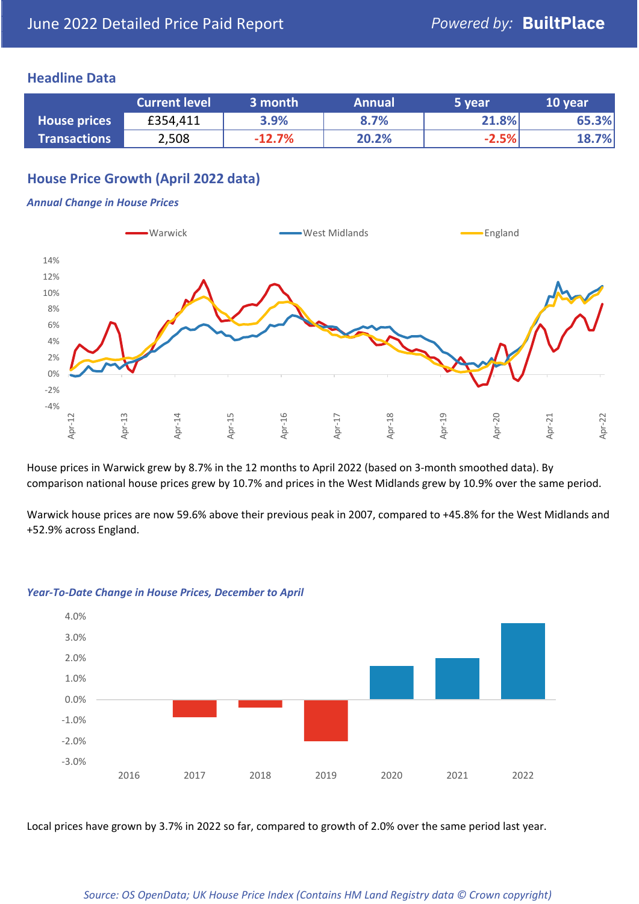June 2022 Detailed Price Paid Report

*Powered by:* **BuiltPlace**

## Headline Data

| | Current level | 3 month | Annual | 5 year | 10 year |
|---|---|---|---|---|---|
| **House prices** | £354,411 | 3.9% | 8.7% | 21.8% | 65.3% |
| **Transactions** | 2,508 | -12.7% | 20.2% | -2.5% | 18.7% |

## House Price Growth (April 2022 data)

### *Annual Change in House Prices*

House prices in Warwick grew by 8.7% in the 12 months to April 2022 (based on 3-month smoothed data). By comparison national house prices grew by 10.7% and prices in the West Midlands grew by 10.9% over the same period.

Warwick house prices are now 59.6% above their previous peak in 2007, compared to +45.8% for the West Midlands and +52.9% across England.

### *Year-To-Date Change in House Prices, December to April*

Local prices have grown by 3.7% in 2022 so far, compared to growth of 2.0% over the same period last year.

*Source: OS OpenData; UK House Price Index (Contains HM Land Registry data © Crown copyright)*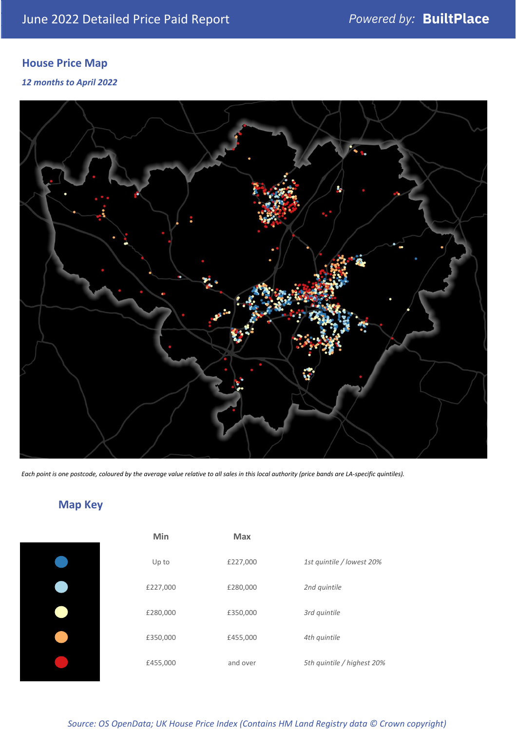June 2022 Detailed Price Paid Report — *Powered by:* **BuiltPlace**

## House Price Map

*12 months to April 2022*

*Each point is one postcode, coloured by the average value relative to all sales in this local authority (price bands are LA-specific quintiles).*

## Map Key

| | Min | Max | |
|---|---|---|---|
| | Up to | £227,000 | *1st quintile / lowest 20%* |
| | £227,000 | £280,000 | *2nd quintile* |
| | £280,000 | £350,000 | *3rd quintile* |
| | £350,000 | £455,000 | *4th quintile* |
| | £455,000 | and over | *5th quintile / highest 20%* |

*Source: OS OpenData; UK House Price Index (Contains HM Land Registry data © Crown copyright)*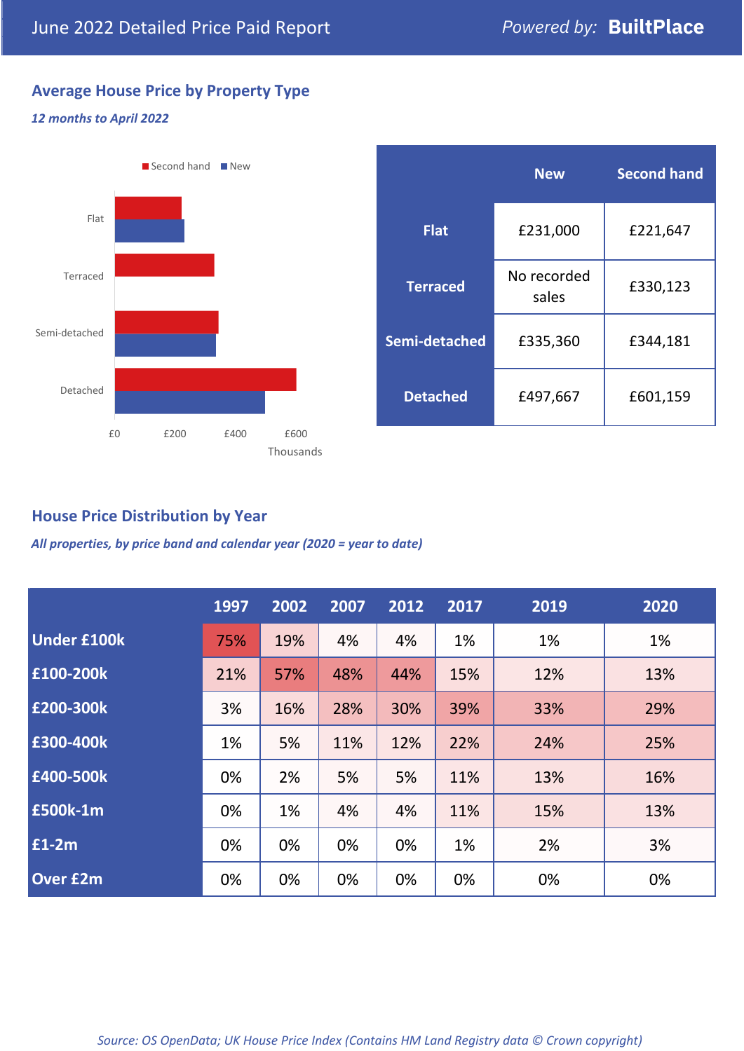# June 2022 Detailed Price Paid Report

Powered by: **BuiltPlace**

## Average House Price by Property Type

*12 months to April 2022*

|  | New | Second hand |
|---|---|---|
| **Flat** | £231,000 | £221,647 |
| **Terraced** | No recorded sales | £330,123 |
| **Semi-detached** | £335,360 | £344,181 |
| **Detached** | £497,667 | £601,159 |

## House Price Distribution by Year

*All properties, by price band and calendar year (2020 = year to date)*

|  | 1997 | 2002 | 2007 | 2012 | 2017 | 2019 | 2020 |
|---|---|---|---|---|---|---|---|
| **Under £100k** | 75% | 19% | 4% | 4% | 1% | 1% | 1% |
| **£100-200k** | 21% | 57% | 48% | 44% | 15% | 12% | 13% |
| **£200-300k** | 3% | 16% | 28% | 30% | 39% | 33% | 29% |
| **£300-400k** | 1% | 5% | 11% | 12% | 22% | 24% | 25% |
| **£400-500k** | 0% | 2% | 5% | 5% | 11% | 13% | 16% |
| **£500k-1m** | 0% | 1% | 4% | 4% | 11% | 15% | 13% |
| **£1-2m** | 0% | 0% | 0% | 0% | 1% | 2% | 3% |
| **Over £2m** | 0% | 0% | 0% | 0% | 0% | 0% | 0% |

*Source: OS OpenData; UK House Price Index (Contains HM Land Registry data © Crown copyright)*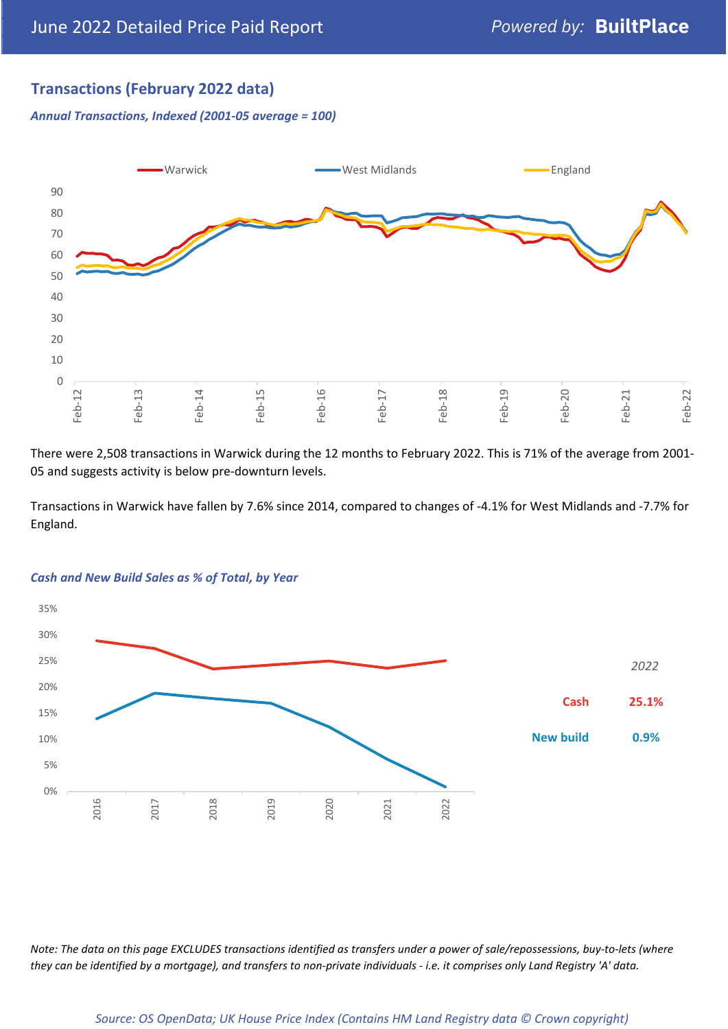## Transactions (February 2022 data)

*Annual Transactions, Indexed (2001-05 average = 100)*

There were 2,508 transactions in Warwick during the 12 months to February 2022. This is 71% of the average from 2001-05 and suggests activity is below pre-downturn levels.

Transactions in Warwick have fallen by 7.6% since 2014, compared to changes of -4.1% for West Midlands and -7.7% for England.

*Cash and New Build Sales as % of Total, by Year*

*2022*

| | |
|---|---|
| Cash | 25.1% |
| New build | 0.9% |

*Note: The data on this page EXCLUDES transactions identified as transfers under a power of sale/repossessions, buy-to-lets (where they can be identified by a mortgage), and transfers to non-private individuals - i.e. it comprises only Land Registry 'A' data.*

*Source: OS OpenData; UK House Price Index (Contains HM Land Registry data © Crown copyright)*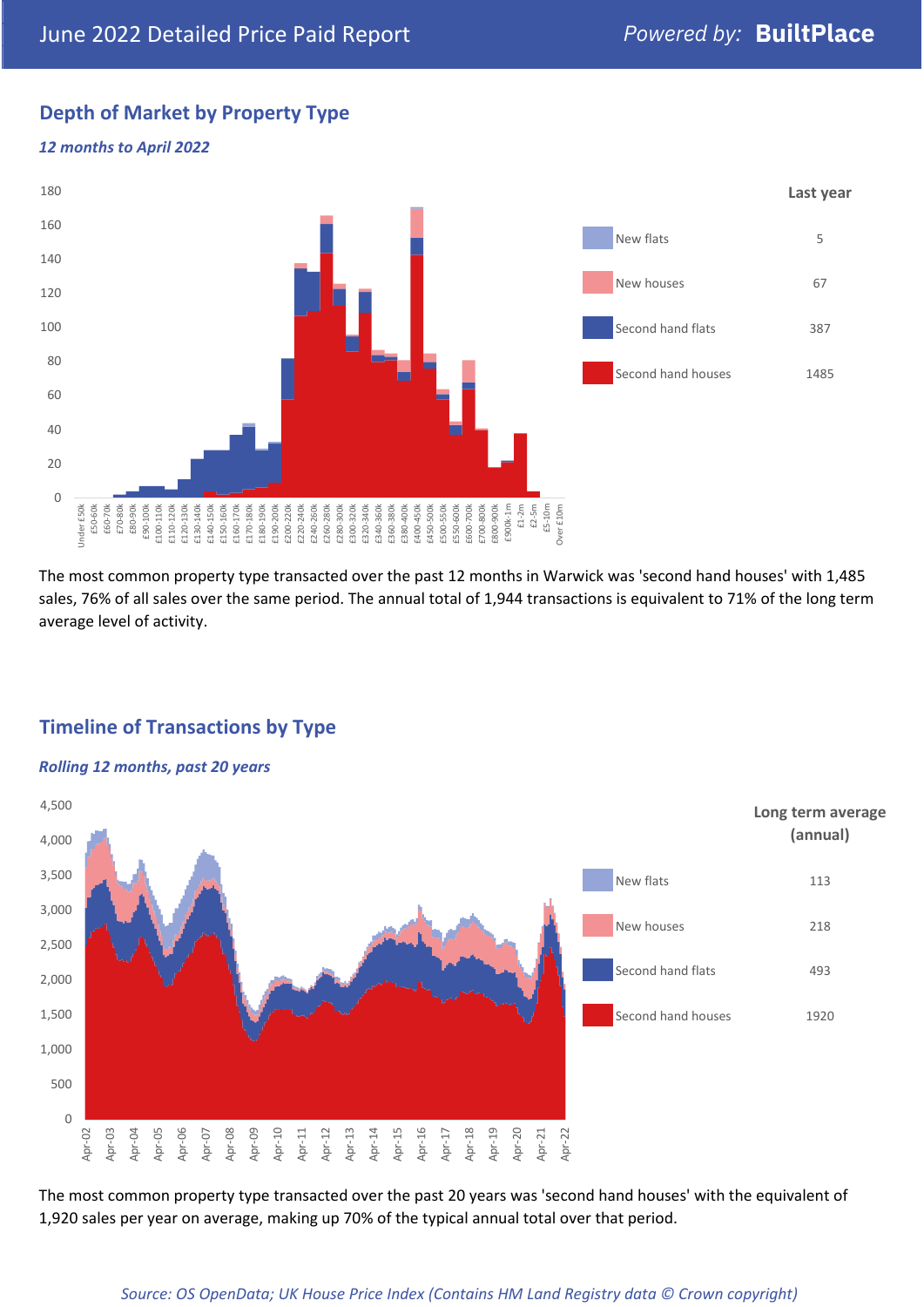# June 2022 Detailed Price Paid Report

*Powered by:* **BuiltPlace**

## Depth of Market by Property Type

*12 months to April 2022*

180
160
140
120
100
80
60
40
20
0

Under £50k, £50-60k, £60-70k, £70-80k, £80-90k, £90-100k, £100-110k, £110-120k, £120-130k, £130-140k, £140-150k, £150-160k, £160-170k, £170-180k, £180-190k, £190-200k, £200-220k, £220-240k, £240-260k, £260-280k, £280-300k, £300-320k, £320-340k, £340-360k, £360-380k, £380-400k, £400-450k, £450-500k, £500-550k, £550-600k, £600-700k, £700-800k, £800-900k, £900k-1m, £1-2m, £2-5m, £5-10m, Over £10m

**Last year**

New flats 5
New houses 67
Second hand flats 387
Second hand houses 1485

The most common property type transacted over the past 12 months in Warwick was 'second hand houses' with 1,485 sales, 76% of all sales over the same period. The annual total of 1,944 transactions is equivalent to 71% of the long term average level of activity.

## Timeline of Transactions by Type

*Rolling 12 months, past 20 years*

4,500
4,000
3,500
3,000
2,500
2,000
1,500
1,000
500
0

Apr-02, Apr-03, Apr-04, Apr-05, Apr-06, Apr-07, Apr-08, Apr-09, Apr-10, Apr-11, Apr-12, Apr-13, Apr-14, Apr-15, Apr-16, Apr-17, Apr-18, Apr-19, Apr-20, Apr-21, Apr-22

**Long term average (annual)**

New flats 113
New houses 218
Second hand flats 493
Second hand houses 1920

The most common property type transacted over the past 20 years was 'second hand houses' with the equivalent of 1,920 sales per year on average, making up 70% of the typical annual total over that period.

*Source: OS OpenData; UK House Price Index (Contains HM Land Registry data © Crown copyright)*